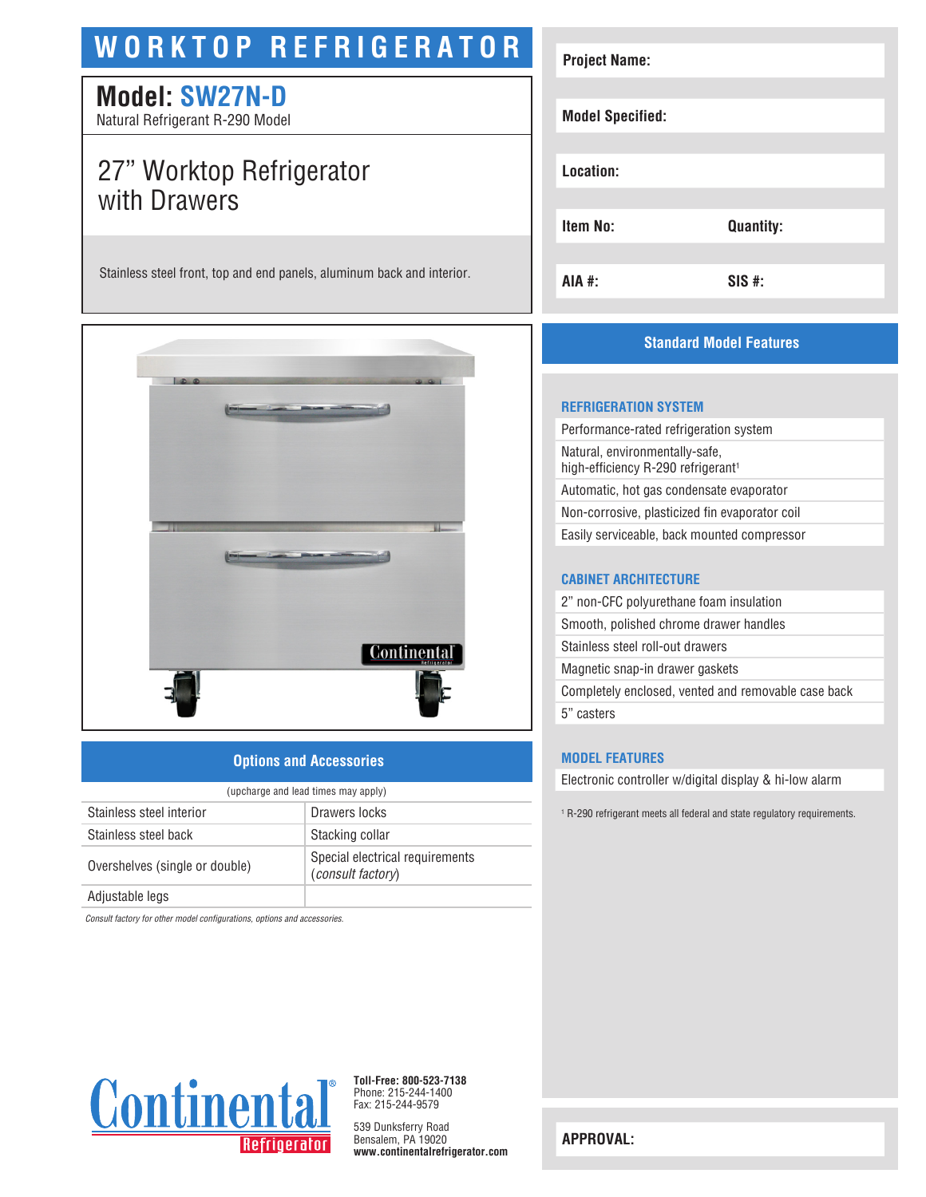# WORKTOP REFRIGERATOR

## Model: SW27N-D

Natural Refrigerant R-290 Model

## 27" Worktop Refrigerator with Drawers

Stainless steel front, top and end panels, aluminum back and interior.

| Project Name: | |
|---|---|
| Model Specified: | |
| Location: | |
| Item No: | Quantity: |
| AIA #: | SIS #: |

## Standard Model Features

### REFRIGERATION SYSTEM

- Performance-rated refrigeration system
- Natural, environmentally-safe, high-efficiency R-290 refrigerant[1]
- Automatic, hot gas condensate evaporator
- Non-corrosive, plasticized fin evaporator coil
- Easily serviceable, back mounted compressor

### CABINET ARCHITECTURE

- 2" non-CFC polyurethane foam insulation
- Smooth, polished chrome drawer handles
- Stainless steel roll-out drawers
- Magnetic snap-in drawer gaskets
- Completely enclosed, vented and removable case back
- 5" casters

### MODEL FEATURES

- Electronic controller w/digital display & hi-low alarm

[1] R-290 refrigerant meets all federal and state regulatory requirements.

## Options and Accessories

(upcharge and lead times may apply)

| | |
|---|---|
| Stainless steel interior | Drawers locks |
| Stainless steel back | Stacking collar |
| Overshelves (single or double) | Special electrical requirements (*consult factory*) |
| Adjustable legs | |

*Consult factory for other model configurations, options and accessories.*

Continental Refrigerator

**Toll-Free: 800-523-7138**
Phone: 215-244-1400
Fax: 215-244-9579

539 Dunksferry Road
Bensalem, PA 19020
**www.continentalrefrigerator.com**

**APPROVAL:**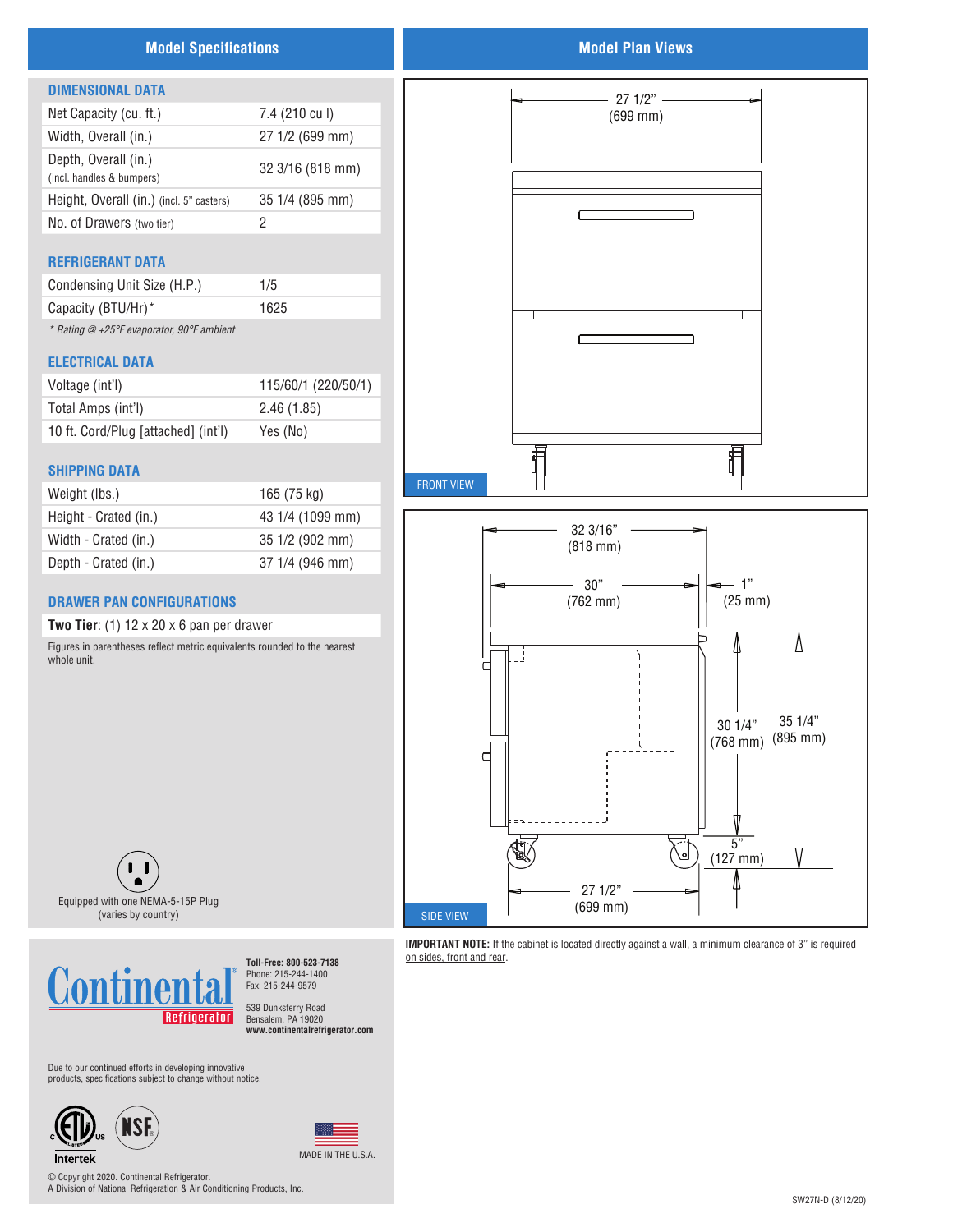## Model Specifications

### DIMENSIONAL DATA

| | |
|---|---|
| Net Capacity (cu. ft.) | 7.4 (210 cu l) |
| Width, Overall (in.) | 27 1/2 (699 mm) |
| Depth, Overall (in.) (incl. handles & bumpers) | 32 3/16 (818 mm) |
| Height, Overall (in.) (incl. 5" casters) | 35 1/4 (895 mm) |
| No. of Drawers (two tier) | 2 |

### REFRIGERANT DATA

| | |
|---|---|
| Condensing Unit Size (H.P.) | 1/5 |
| Capacity (BTU/Hr)* | 1625 |

*\* Rating @ +25°F evaporator, 90°F ambient*

### ELECTRICAL DATA

| | |
|---|---|
| Voltage (int'l) | 115/60/1 (220/50/1) |
| Total Amps (int'l) | 2.46 (1.85) |
| 10 ft. Cord/Plug [attached] (int'l) | Yes (No) |

### SHIPPING DATA

| | |
|---|---|
| Weight (lbs.) | 165 (75 kg) |
| Height - Crated (in.) | 43 1/4 (1099 mm) |
| Width - Crated (in.) | 35 1/2 (902 mm) |
| Depth - Crated (in.) | 37 1/4 (946 mm) |

### DRAWER PAN CONFIGURATIONS

**Two Tier**: (1) 12 x 20 x 6 pan per drawer

Figures in parentheses reflect metric equivalents rounded to the nearest whole unit.

Equipped with one NEMA-5-15P Plug (varies by country)

## Model Plan Views

27 1/2"
(699 mm)

FRONT VIEW

32 3/16"
(818 mm)

30"
(762 mm)

1"
(25 mm)

30 1/4"
(768 mm)

35 1/4"
(895 mm)

5"
(127 mm)

27 1/2"
(699 mm)

SIDE VIEW

**IMPORTANT NOTE:** If the cabinet is located directly against a wall, a minimum clearance of 3" is required on sides, front and rear.

Continental Refrigerator

**Toll-Free: 800-523-7138**
Phone: 215-244-1400
Fax: 215-244-9579

539 Dunksferry Road
Bensalem, PA 19020
**www.continentalrefrigerator.com**

Due to our continued efforts in developing innovative products, specifications subject to change without notice.

Intertek

MADE IN THE U.S.A.

© Copyright 2020. Continental Refrigerator.
A Division of National Refrigeration & Air Conditioning Products, Inc.

SW27N-D (8/12/20)